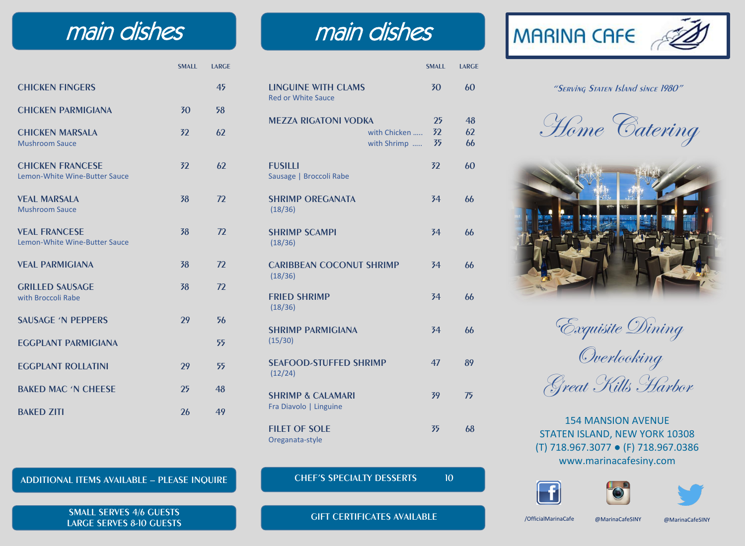# main dishes

| | SMALL | LARGE |
|---|---|---|
| CHICKEN FINGERS | | 45 |
| CHICKEN PARMIGIANA | 30 | 58 |
| CHICKEN MARSALA<br>Mushroom Sauce | 32 | 62 |
| CHICKEN FRANCESE<br>Lemon-White Wine-Butter Sauce | 32 | 62 |
| VEAL MARSALA<br>Mushroom Sauce | 38 | 72 |
| VEAL FRANCESE<br>Lemon-White Wine-Butter Sauce | 38 | 72 |
| VEAL PARMIGIANA | 38 | 72 |
| GRILLED SAUSAGE<br>with Broccoli Rabe | 38 | 72 |
| SAUSAGE 'N PEPPERS | 29 | 56 |
| EGGPLANT PARMIGIANA | | 55 |
| EGGPLANT ROLLATINI | 29 | 55 |
| BAKED MAC 'N CHEESE | 25 | 48 |
| BAKED ZITI | 26 | 49 |

ADDITIONAL ITEMS AVAILABLE – PLEASE INQUIRE

SMALL SERVES 4/6 GUESTS
LARGE SERVES 8-10 GUESTS

# main dishes

| | SMALL | LARGE |
|---|---|---|
| LINGUINE WITH CLAMS<br>Red or White Sauce | 30 | 60 |
| MEZZA RIGATONI VODKA | 25 | 48 |
| with Chicken ..... | 32 | 62 |
| with Shrimp ..... | 35 | 66 |
| FUSILLI<br>Sausage \| Broccoli Rabe | 32 | 60 |
| SHRIMP OREGANATA<br>(18/36) | 34 | 66 |
| SHRIMP SCAMPI<br>(18/36) | 34 | 66 |
| CARIBBEAN COCONUT SHRIMP<br>(18/36) | 34 | 66 |
| FRIED SHRIMP<br>(18/36) | 34 | 66 |
| SHRIMP PARMIGIANA<br>(15/30) | 34 | 66 |
| SEAFOOD-STUFFED SHRIMP<br>(12/24) | 47 | 89 |
| SHRIMP & CALAMARI<br>Fra Diavolo \| Linguine | 39 | 75 |
| FILET OF SOLE<br>Oreganata-style | 35 | 68 |

CHEF'S SPECIALTY DESSERTS 10

GIFT CERTIFICATES AVAILABLE

# MARINA CAFE

*"Serving Staten Island since 1980"*

## *Home Catering*

*Exquisite Dining*
*Overlooking*
*Great Kills Harbor*

154 MANSION AVENUE
STATEN ISLAND, NEW YORK 10308
(T) 718.967.3077 ● (F) 718.967.0386
www.marinacafesiny.com

/OfficialMarinaCafe @MarinaCafeSINY @MarinaCafeSINY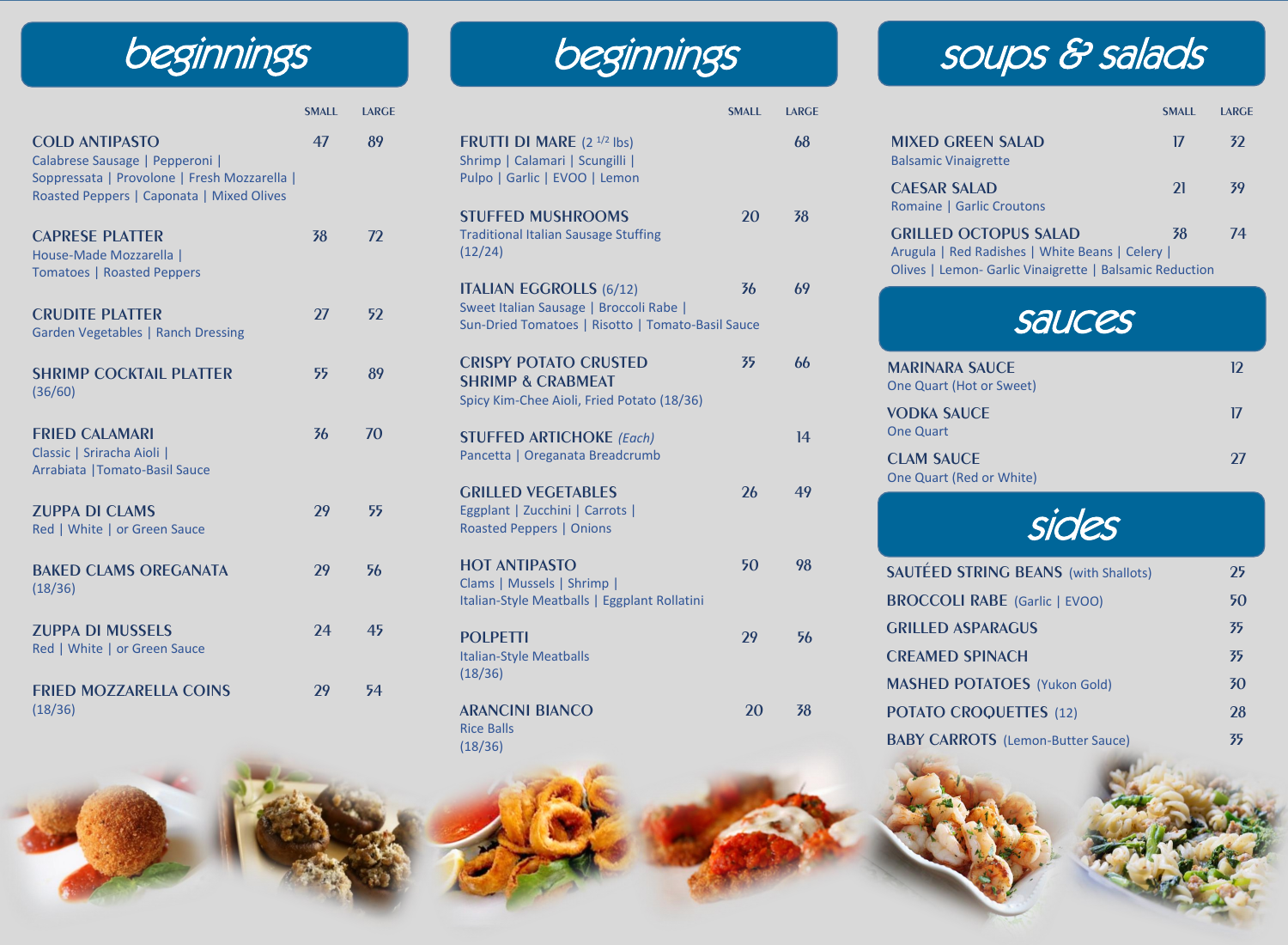# beginnings

| | SMALL | LARGE |
|---|---|---|
| **COLD ANTIPASTO**<br>Calabrese Sausage \| Pepperoni \| Soppressata \| Provolone \| Fresh Mozzarella \| Roasted Peppers \| Caponata \| Mixed Olives | 47 | 89 |
| **CAPRESE PLATTER**<br>House-Made Mozzarella \| Tomatoes \| Roasted Peppers | 38 | 72 |
| **CRUDITE PLATTER**<br>Garden Vegetables \| Ranch Dressing | 27 | 52 |
| **SHRIMP COCKTAIL PLATTER**<br>(36/60) | 55 | 89 |
| **FRIED CALAMARI**<br>Classic \| Sriracha Aioli \| Arrabiata \|Tomato-Basil Sauce | 36 | 70 |
| **ZUPPA DI CLAMS**<br>Red \| White \| or Green Sauce | 29 | 55 |
| **BAKED CLAMS OREGANATA**<br>(18/36) | 29 | 56 |
| **ZUPPA DI MUSSELS**<br>Red \| White \| or Green Sauce | 24 | 45 |
| **FRIED MOZZARELLA COINS**<br>(18/36) | 29 | 54 |

# beginnings

| | SMALL | LARGE |
|---|---|---|
| **FRUTTI DI MARE** (2 1/2 lbs)<br>Shrimp \| Calamari \| Scungilli \| Pulpo \| Garlic \| EVOO \| Lemon | | 68 |
| **STUFFED MUSHROOMS**<br>Traditional Italian Sausage Stuffing (12/24) | 20 | 38 |
| **ITALIAN EGGROLLS** (6/12)<br>Sweet Italian Sausage \| Broccoli Rabe \| Sun-Dried Tomatoes \| Risotto \| Tomato-Basil Sauce | 36 | 69 |
| **CRISPY POTATO CRUSTED SHRIMP & CRABMEAT**<br>Spicy Kim-Chee Aioli, Fried Potato (18/36) | 35 | 66 |
| **STUFFED ARTICHOKE** *(Each)*<br>Pancetta \| Oreganata Breadcrumb | | 14 |
| **GRILLED VEGETABLES**<br>Eggplant \| Zucchini \| Carrots \| Roasted Peppers \| Onions | 26 | 49 |
| **HOT ANTIPASTO**<br>Clams \| Mussels \| Shrimp \| Italian-Style Meatballs \| Eggplant Rollatini | 50 | 98 |
| **POLPETTI**<br>Italian-Style Meatballs (18/36) | 29 | 56 |
| **ARANCINI BIANCO**<br>Rice Balls (18/36) | 20 | 38 |

# soups & salads

| | SMALL | LARGE |
|---|---|---|
| **MIXED GREEN SALAD**<br>Balsamic Vinaigrette | 17 | 32 |
| **CAESAR SALAD**<br>Romaine \| Garlic Croutons | 21 | 39 |
| **GRILLED OCTOPUS SALAD**<br>Arugula \| Red Radishes \| White Beans \| Celery \| Olives \| Lemon- Garlic Vinaigrette \| Balsamic Reduction | 38 | 74 |

# sauces

| | |
|---|---|
| **MARINARA SAUCE**<br>One Quart (Hot or Sweet) | 12 |
| **VODKA SAUCE**<br>One Quart | 17 |
| **CLAM SAUCE**<br>One Quart (Red or White) | 27 |

# sides

| | |
|---|---|
| **SAUTÉED STRING BEANS** (with Shallots) | 25 |
| **BROCCOLI RABE** (Garlic \| EVOO) | 30 |
| **GRILLED ASPARAGUS** | 35 |
| **CREAMED SPINACH** | 35 |
| **MASHED POTATOES** (Yukon Gold) | 30 |
| **POTATO CROQUETTES** (12) | 28 |
| **BABY CARROTS** (Lemon-Butter Sauce) | 35 |